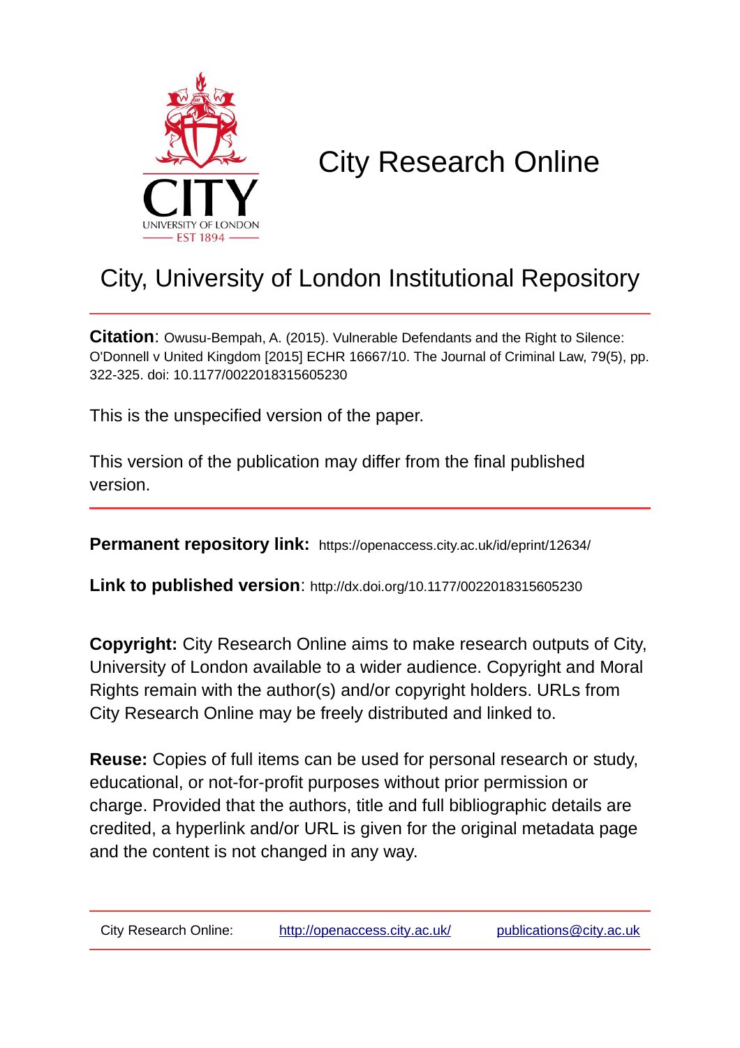# City Research Online

## City, University of London Institutional Repository

**Citation**: Owusu-Bempah, A. (2015). Vulnerable Defendants and the Right to Silence: O'Donnell v United Kingdom [2015] ECHR 16667/10. The Journal of Criminal Law, 79(5), pp. 322-325. doi: 10.1177/0022018315605230

This is the unspecified version of the paper.

This version of the publication may differ from the final published version.

**Permanent repository link:** https://openaccess.city.ac.uk/id/eprint/12634/

**Link to published version**: http://dx.doi.org/10.1177/0022018315605230

**Copyright:** City Research Online aims to make research outputs of City, University of London available to a wider audience. Copyright and Moral Rights remain with the author(s) and/or copyright holders. URLs from City Research Online may be freely distributed and linked to.

**Reuse:** Copies of full items can be used for personal research or study, educational, or not-for-profit purposes without prior permission or charge. Provided that the authors, title and full bibliographic details are credited, a hyperlink and/or URL is given for the original metadata page and the content is not changed in any way.

City Research Online: http://openaccess.city.ac.uk/ publications@city.ac.uk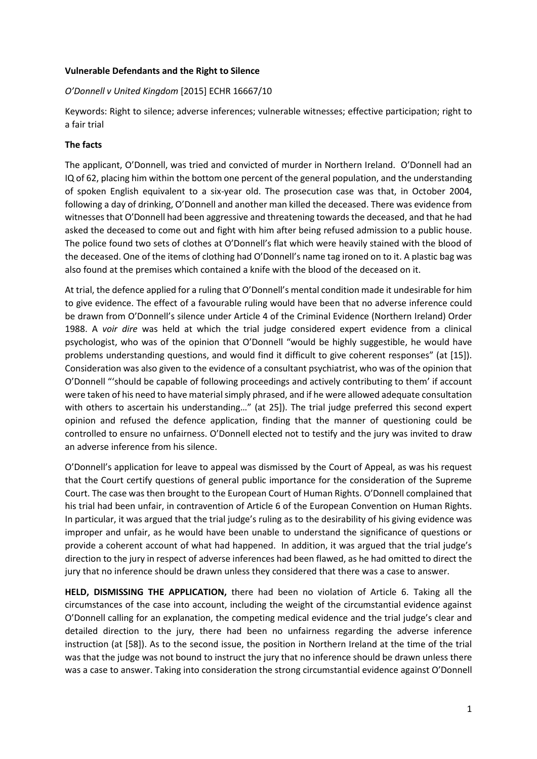**Vulnerable Defendants and the Right to Silence**

*O'Donnell v United Kingdom* [2015] ECHR 16667/10

Keywords: Right to silence; adverse inferences; vulnerable witnesses; effective participation; right to a fair trial

**The facts**

The applicant, O'Donnell, was tried and convicted of murder in Northern Ireland. O'Donnell had an IQ of 62, placing him within the bottom one percent of the general population, and the understanding of spoken English equivalent to a six-year old. The prosecution case was that, in October 2004, following a day of drinking, O'Donnell and another man killed the deceased. There was evidence from witnesses that O'Donnell had been aggressive and threatening towards the deceased, and that he had asked the deceased to come out and fight with him after being refused admission to a public house. The police found two sets of clothes at O'Donnell's flat which were heavily stained with the blood of the deceased. One of the items of clothing had O'Donnell's name tag ironed on to it. A plastic bag was also found at the premises which contained a knife with the blood of the deceased on it.

At trial, the defence applied for a ruling that O'Donnell's mental condition made it undesirable for him to give evidence. The effect of a favourable ruling would have been that no adverse inference could be drawn from O'Donnell's silence under Article 4 of the Criminal Evidence (Northern Ireland) Order 1988. A *voir dire* was held at which the trial judge considered expert evidence from a clinical psychologist, who was of the opinion that O'Donnell "would be highly suggestible, he would have problems understanding questions, and would find it difficult to give coherent responses" (at [15]). Consideration was also given to the evidence of a consultant psychiatrist, who was of the opinion that O'Donnell "'should be capable of following proceedings and actively contributing to them' if account were taken of his need to have material simply phrased, and if he were allowed adequate consultation with others to ascertain his understanding…" (at 25]). The trial judge preferred this second expert opinion and refused the defence application, finding that the manner of questioning could be controlled to ensure no unfairness. O'Donnell elected not to testify and the jury was invited to draw an adverse inference from his silence.

O'Donnell's application for leave to appeal was dismissed by the Court of Appeal, as was his request that the Court certify questions of general public importance for the consideration of the Supreme Court. The case was then brought to the European Court of Human Rights. O'Donnell complained that his trial had been unfair, in contravention of Article 6 of the European Convention on Human Rights. In particular, it was argued that the trial judge's ruling as to the desirability of his giving evidence was improper and unfair, as he would have been unable to understand the significance of questions or provide a coherent account of what had happened. In addition, it was argued that the trial judge's direction to the jury in respect of adverse inferences had been flawed, as he had omitted to direct the jury that no inference should be drawn unless they considered that there was a case to answer.

**HELD, DISMISSING THE APPLICATION,** there had been no violation of Article 6. Taking all the circumstances of the case into account, including the weight of the circumstantial evidence against O'Donnell calling for an explanation, the competing medical evidence and the trial judge's clear and detailed direction to the jury, there had been no unfairness regarding the adverse inference instruction (at [58]). As to the second issue, the position in Northern Ireland at the time of the trial was that the judge was not bound to instruct the jury that no inference should be drawn unless there was a case to answer. Taking into consideration the strong circumstantial evidence against O'Donnell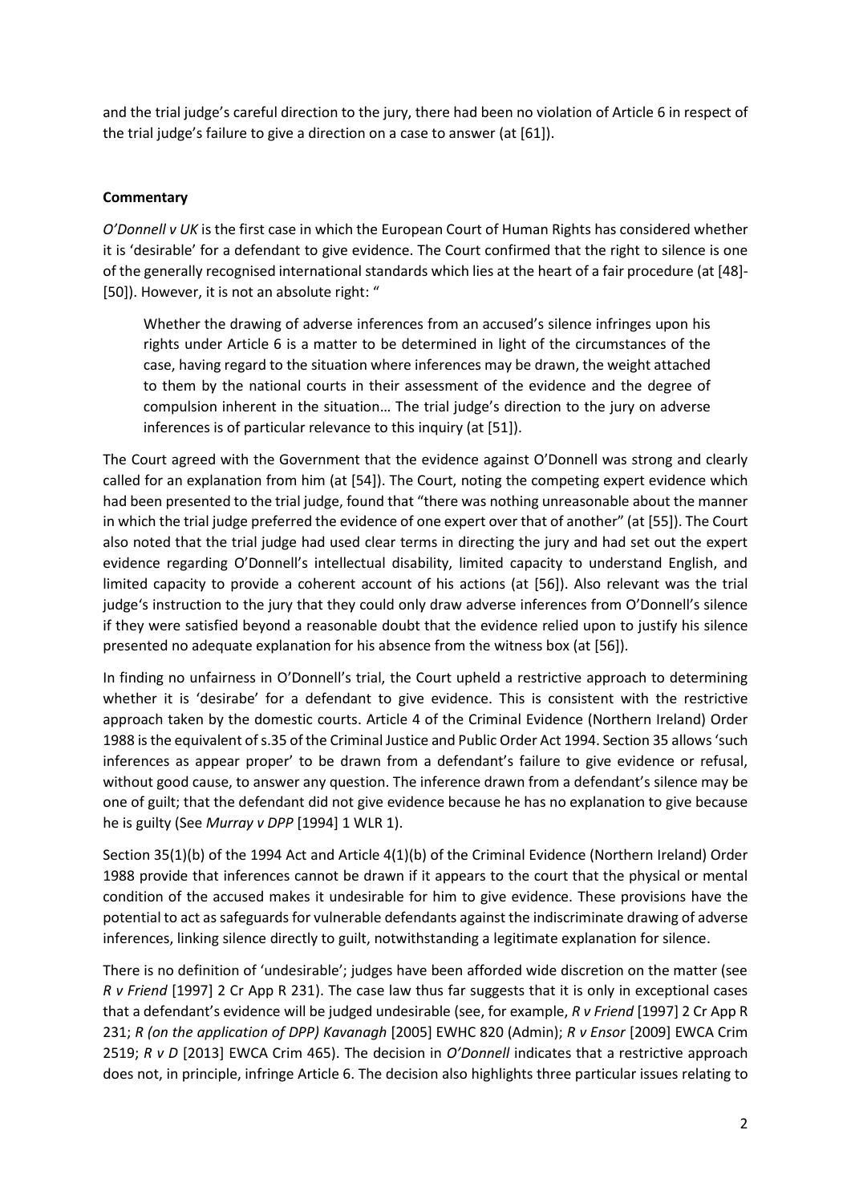and the trial judge's careful direction to the jury, there had been no violation of Article 6 in respect of the trial judge's failure to give a direction on a case to answer (at [61]).

**Commentary**

*O'Donnell v UK* is the first case in which the European Court of Human Rights has considered whether it is 'desirable' for a defendant to give evidence. The Court confirmed that the right to silence is one of the generally recognised international standards which lies at the heart of a fair procedure (at [48]-[50]). However, it is not an absolute right: "

> Whether the drawing of adverse inferences from an accused's silence infringes upon his rights under Article 6 is a matter to be determined in light of the circumstances of the case, having regard to the situation where inferences may be drawn, the weight attached to them by the national courts in their assessment of the evidence and the degree of compulsion inherent in the situation… The trial judge's direction to the jury on adverse inferences is of particular relevance to this inquiry (at [51]).

The Court agreed with the Government that the evidence against O'Donnell was strong and clearly called for an explanation from him (at [54]). The Court, noting the competing expert evidence which had been presented to the trial judge, found that "there was nothing unreasonable about the manner in which the trial judge preferred the evidence of one expert over that of another" (at [55]). The Court also noted that the trial judge had used clear terms in directing the jury and had set out the expert evidence regarding O'Donnell's intellectual disability, limited capacity to understand English, and limited capacity to provide a coherent account of his actions (at [56]). Also relevant was the trial judge's instruction to the jury that they could only draw adverse inferences from O'Donnell's silence if they were satisfied beyond a reasonable doubt that the evidence relied upon to justify his silence presented no adequate explanation for his absence from the witness box (at [56]).

In finding no unfairness in O'Donnell's trial, the Court upheld a restrictive approach to determining whether it is 'desirabe' for a defendant to give evidence. This is consistent with the restrictive approach taken by the domestic courts. Article 4 of the Criminal Evidence (Northern Ireland) Order 1988 is the equivalent of s.35 of the Criminal Justice and Public Order Act 1994. Section 35 allows 'such inferences as appear proper' to be drawn from a defendant's failure to give evidence or refusal, without good cause, to answer any question. The inference drawn from a defendant's silence may be one of guilt; that the defendant did not give evidence because he has no explanation to give because he is guilty (See *Murray v DPP* [1994] 1 WLR 1).

Section 35(1)(b) of the 1994 Act and Article 4(1)(b) of the Criminal Evidence (Northern Ireland) Order 1988 provide that inferences cannot be drawn if it appears to the court that the physical or mental condition of the accused makes it undesirable for him to give evidence. These provisions have the potential to act as safeguards for vulnerable defendants against the indiscriminate drawing of adverse inferences, linking silence directly to guilt, notwithstanding a legitimate explanation for silence.

There is no definition of 'undesirable'; judges have been afforded wide discretion on the matter (see *R v Friend* [1997] 2 Cr App R 231). The case law thus far suggests that it is only in exceptional cases that a defendant's evidence will be judged undesirable (see, for example, *R v Friend* [1997] 2 Cr App R 231; *R (on the application of DPP) Kavanagh* [2005] EWHC 820 (Admin); *R v Ensor* [2009] EWCA Crim 2519; *R v D* [2013] EWCA Crim 465). The decision in *O'Donnell* indicates that a restrictive approach does not, in principle, infringe Article 6. The decision also highlights three particular issues relating to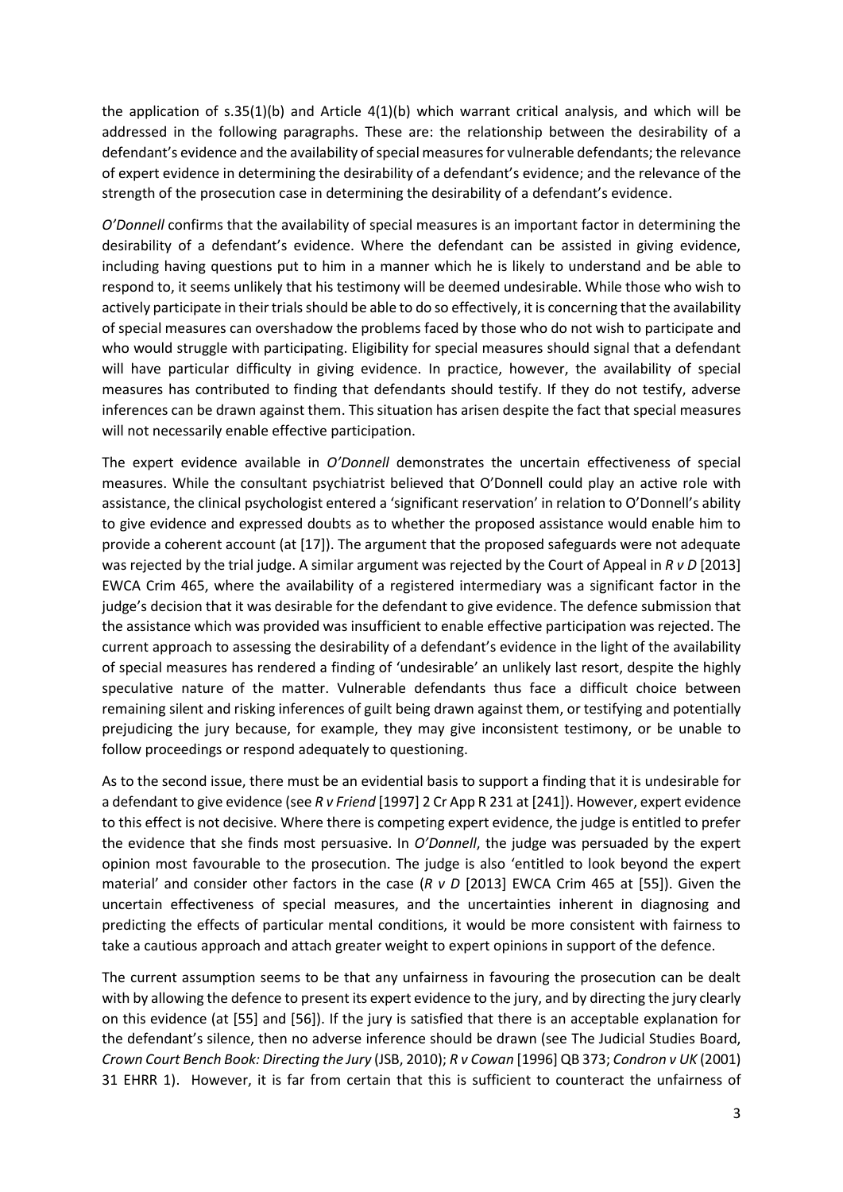the application of s.35(1)(b) and Article 4(1)(b) which warrant critical analysis, and which will be addressed in the following paragraphs. These are: the relationship between the desirability of a defendant's evidence and the availability of special measures for vulnerable defendants; the relevance of expert evidence in determining the desirability of a defendant's evidence; and the relevance of the strength of the prosecution case in determining the desirability of a defendant's evidence.

*O'Donnell* confirms that the availability of special measures is an important factor in determining the desirability of a defendant's evidence. Where the defendant can be assisted in giving evidence, including having questions put to him in a manner which he is likely to understand and be able to respond to, it seems unlikely that his testimony will be deemed undesirable. While those who wish to actively participate in their trials should be able to do so effectively, it is concerning that the availability of special measures can overshadow the problems faced by those who do not wish to participate and who would struggle with participating. Eligibility for special measures should signal that a defendant will have particular difficulty in giving evidence. In practice, however, the availability of special measures has contributed to finding that defendants should testify. If they do not testify, adverse inferences can be drawn against them. This situation has arisen despite the fact that special measures will not necessarily enable effective participation.

The expert evidence available in *O'Donnell* demonstrates the uncertain effectiveness of special measures. While the consultant psychiatrist believed that O'Donnell could play an active role with assistance, the clinical psychologist entered a 'significant reservation' in relation to O'Donnell's ability to give evidence and expressed doubts as to whether the proposed assistance would enable him to provide a coherent account (at [17]). The argument that the proposed safeguards were not adequate was rejected by the trial judge. A similar argument was rejected by the Court of Appeal in *R v D* [2013] EWCA Crim 465, where the availability of a registered intermediary was a significant factor in the judge's decision that it was desirable for the defendant to give evidence. The defence submission that the assistance which was provided was insufficient to enable effective participation was rejected. The current approach to assessing the desirability of a defendant's evidence in the light of the availability of special measures has rendered a finding of 'undesirable' an unlikely last resort, despite the highly speculative nature of the matter. Vulnerable defendants thus face a difficult choice between remaining silent and risking inferences of guilt being drawn against them, or testifying and potentially prejudicing the jury because, for example, they may give inconsistent testimony, or be unable to follow proceedings or respond adequately to questioning.

As to the second issue, there must be an evidential basis to support a finding that it is undesirable for a defendant to give evidence (see *R v Friend* [1997] 2 Cr App R 231 at [241]). However, expert evidence to this effect is not decisive. Where there is competing expert evidence, the judge is entitled to prefer the evidence that she finds most persuasive. In *O'Donnell*, the judge was persuaded by the expert opinion most favourable to the prosecution. The judge is also 'entitled to look beyond the expert material' and consider other factors in the case (*R v D* [2013] EWCA Crim 465 at [55]). Given the uncertain effectiveness of special measures, and the uncertainties inherent in diagnosing and predicting the effects of particular mental conditions, it would be more consistent with fairness to take a cautious approach and attach greater weight to expert opinions in support of the defence.

The current assumption seems to be that any unfairness in favouring the prosecution can be dealt with by allowing the defence to present its expert evidence to the jury, and by directing the jury clearly on this evidence (at [55] and [56]). If the jury is satisfied that there is an acceptable explanation for the defendant's silence, then no adverse inference should be drawn (see The Judicial Studies Board, *Crown Court Bench Book: Directing the Jury* (JSB, 2010); *R v Cowan* [1996] QB 373; *Condron v UK* (2001) 31 EHRR 1). However, it is far from certain that this is sufficient to counteract the unfairness of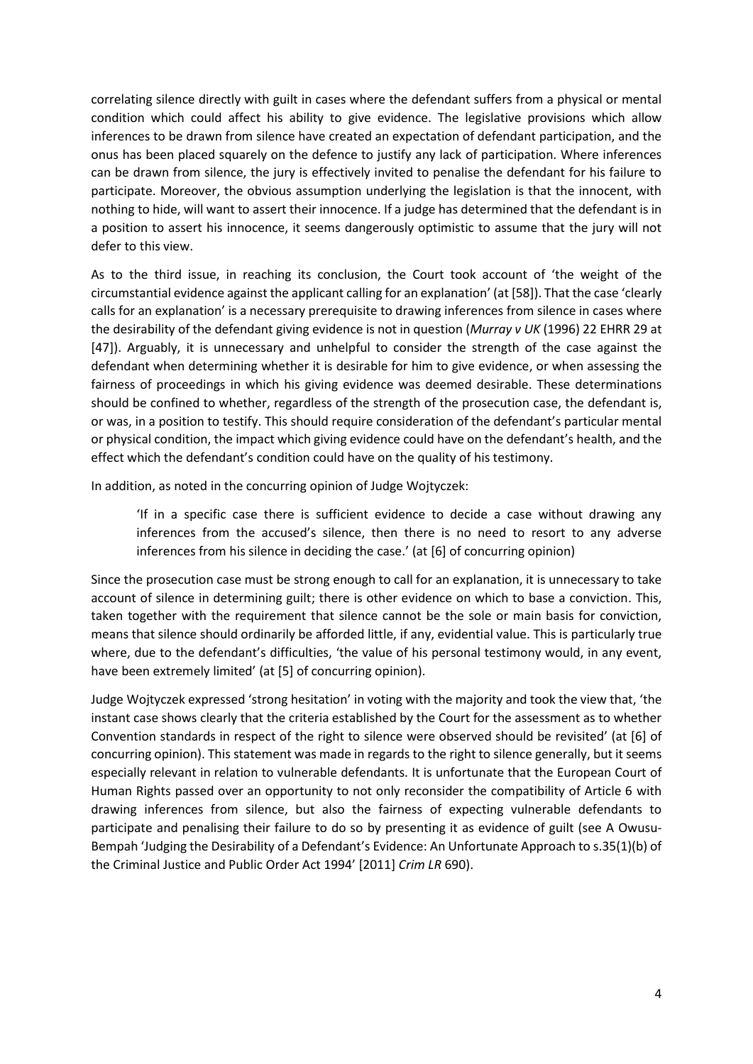correlating silence directly with guilt in cases where the defendant suffers from a physical or mental condition which could affect his ability to give evidence. The legislative provisions which allow inferences to be drawn from silence have created an expectation of defendant participation, and the onus has been placed squarely on the defence to justify any lack of participation. Where inferences can be drawn from silence, the jury is effectively invited to penalise the defendant for his failure to participate. Moreover, the obvious assumption underlying the legislation is that the innocent, with nothing to hide, will want to assert their innocence. If a judge has determined that the defendant is in a position to assert his innocence, it seems dangerously optimistic to assume that the jury will not defer to this view.

As to the third issue, in reaching its conclusion, the Court took account of 'the weight of the circumstantial evidence against the applicant calling for an explanation' (at [58]). That the case 'clearly calls for an explanation' is a necessary prerequisite to drawing inferences from silence in cases where the desirability of the defendant giving evidence is not in question (*Murray v UK* (1996) 22 EHRR 29 at [47]). Arguably, it is unnecessary and unhelpful to consider the strength of the case against the defendant when determining whether it is desirable for him to give evidence, or when assessing the fairness of proceedings in which his giving evidence was deemed desirable. These determinations should be confined to whether, regardless of the strength of the prosecution case, the defendant is, or was, in a position to testify. This should require consideration of the defendant's particular mental or physical condition, the impact which giving evidence could have on the defendant's health, and the effect which the defendant's condition could have on the quality of his testimony.

In addition, as noted in the concurring opinion of Judge Wojtyczek:

> 'If in a specific case there is sufficient evidence to decide a case without drawing any inferences from the accused's silence, then there is no need to resort to any adverse inferences from his silence in deciding the case.' (at [6] of concurring opinion)

Since the prosecution case must be strong enough to call for an explanation, it is unnecessary to take account of silence in determining guilt; there is other evidence on which to base a conviction. This, taken together with the requirement that silence cannot be the sole or main basis for conviction, means that silence should ordinarily be afforded little, if any, evidential value. This is particularly true where, due to the defendant's difficulties, 'the value of his personal testimony would, in any event, have been extremely limited' (at [5] of concurring opinion).

Judge Wojtyczek expressed 'strong hesitation' in voting with the majority and took the view that, 'the instant case shows clearly that the criteria established by the Court for the assessment as to whether Convention standards in respect of the right to silence were observed should be revisited' (at [6] of concurring opinion). This statement was made in regards to the right to silence generally, but it seems especially relevant in relation to vulnerable defendants. It is unfortunate that the European Court of Human Rights passed over an opportunity to not only reconsider the compatibility of Article 6 with drawing inferences from silence, but also the fairness of expecting vulnerable defendants to participate and penalising their failure to do so by presenting it as evidence of guilt (see A Owusu-Bempah 'Judging the Desirability of a Defendant's Evidence: An Unfortunate Approach to s.35(1)(b) of the Criminal Justice and Public Order Act 1994' [2011] *Crim LR* 690).